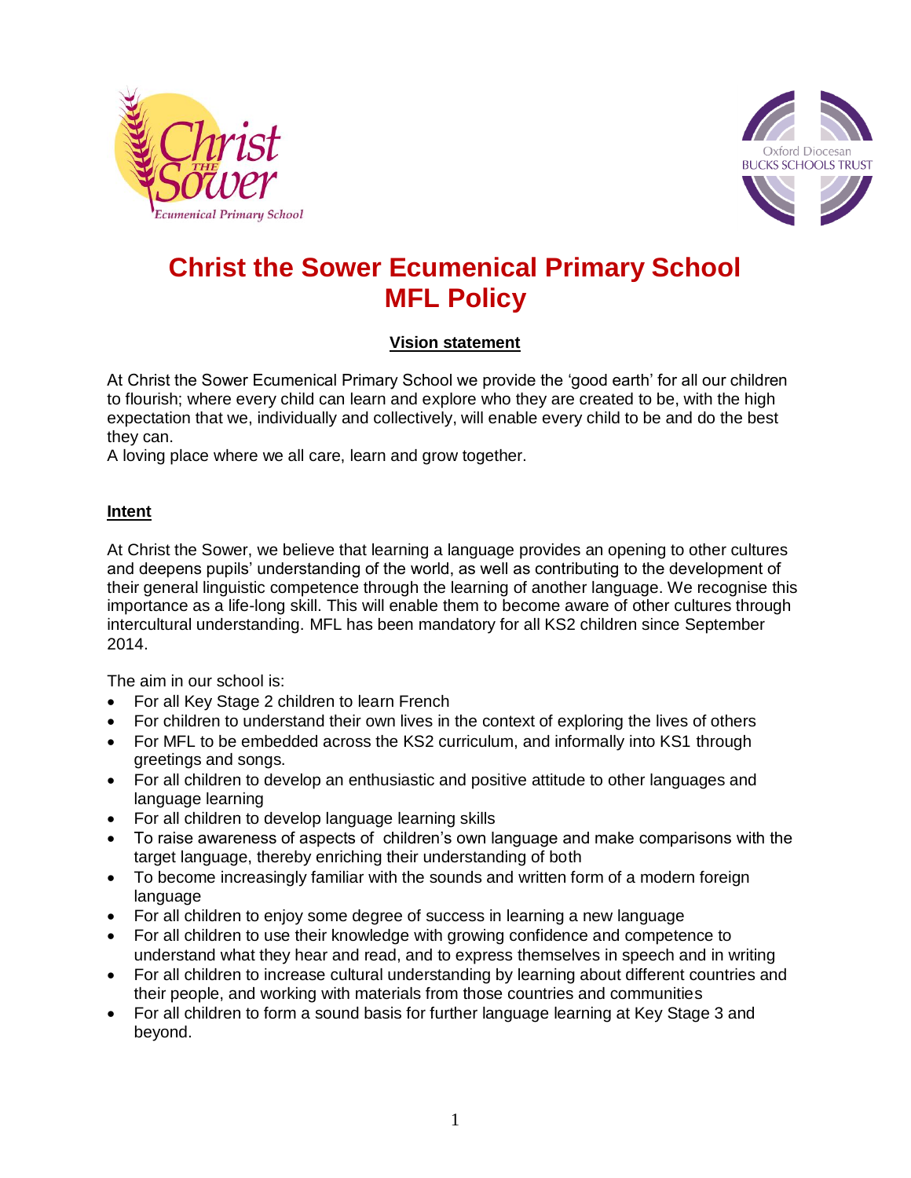# Christ the Sower Ecumenical Primary School
# MFL Policy

## Vision statement

At Christ the Sower Ecumenical Primary School we provide the 'good earth' for all our children to flourish; where every child can learn and explore who they are created to be, with the high expectation that we, individually and collectively, will enable every child to be and do the best they can.
A loving place where we all care, learn and grow together.

## Intent

At Christ the Sower, we believe that learning a language provides an opening to other cultures and deepens pupils' understanding of the world, as well as contributing to the development of their general linguistic competence through the learning of another language. We recognise this importance as a life-long skill. This will enable them to become aware of other cultures through intercultural understanding. MFL has been mandatory for all KS2 children since September 2014.

The aim in our school is:

- For all Key Stage 2 children to learn French
- For children to understand their own lives in the context of exploring the lives of others
- For MFL to be embedded across the KS2 curriculum, and informally into KS1 through greetings and songs.
- For all children to develop an enthusiastic and positive attitude to other languages and language learning
- For all children to develop language learning skills
- To raise awareness of aspects of children's own language and make comparisons with the target language, thereby enriching their understanding of both
- To become increasingly familiar with the sounds and written form of a modern foreign language
- For all children to enjoy some degree of success in learning a new language
- For all children to use their knowledge with growing confidence and competence to understand what they hear and read, and to express themselves in speech and in writing
- For all children to increase cultural understanding by learning about different countries and their people, and working with materials from those countries and communities
- For all children to form a sound basis for further language learning at Key Stage 3 and beyond.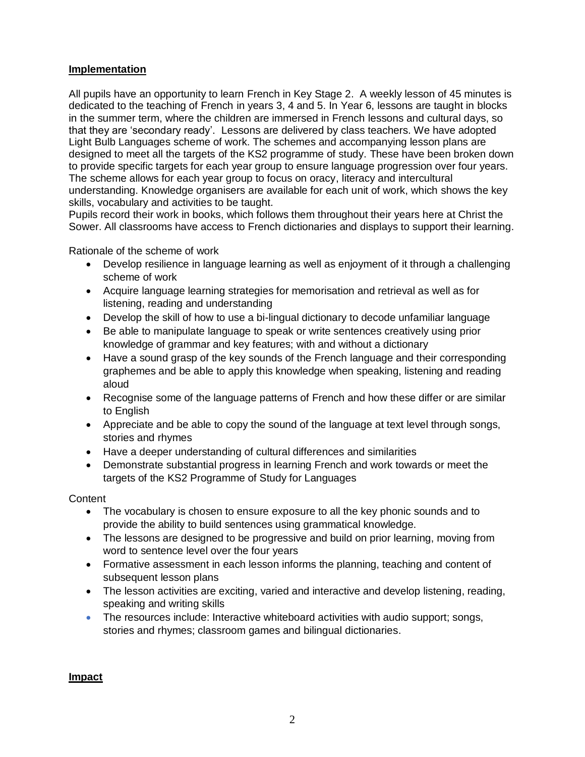**Implementation**

All pupils have an opportunity to learn French in Key Stage 2. A weekly lesson of 45 minutes is dedicated to the teaching of French in years 3, 4 and 5. In Year 6, lessons are taught in blocks in the summer term, where the children are immersed in French lessons and cultural days, so that they are 'secondary ready'. Lessons are delivered by class teachers. We have adopted Light Bulb Languages scheme of work. The schemes and accompanying lesson plans are designed to meet all the targets of the KS2 programme of study. These have been broken down to provide specific targets for each year group to ensure language progression over four years. The scheme allows for each year group to focus on oracy, literacy and intercultural understanding. Knowledge organisers are available for each unit of work, which shows the key skills, vocabulary and activities to be taught.
Pupils record their work in books, which follows them throughout their years here at Christ the Sower. All classrooms have access to French dictionaries and displays to support their learning.

Rationale of the scheme of work

- Develop resilience in language learning as well as enjoyment of it through a challenging scheme of work
- Acquire language learning strategies for memorisation and retrieval as well as for listening, reading and understanding
- Develop the skill of how to use a bi-lingual dictionary to decode unfamiliar language
- Be able to manipulate language to speak or write sentences creatively using prior knowledge of grammar and key features; with and without a dictionary
- Have a sound grasp of the key sounds of the French language and their corresponding graphemes and be able to apply this knowledge when speaking, listening and reading aloud
- Recognise some of the language patterns of French and how these differ or are similar to English
- Appreciate and be able to copy the sound of the language at text level through songs, stories and rhymes
- Have a deeper understanding of cultural differences and similarities
- Demonstrate substantial progress in learning French and work towards or meet the targets of the KS2 Programme of Study for Languages

Content

- The vocabulary is chosen to ensure exposure to all the key phonic sounds and to provide the ability to build sentences using grammatical knowledge.
- The lessons are designed to be progressive and build on prior learning, moving from word to sentence level over the four years
- Formative assessment in each lesson informs the planning, teaching and content of subsequent lesson plans
- The lesson activities are exciting, varied and interactive and develop listening, reading, speaking and writing skills
- The resources include: Interactive whiteboard activities with audio support; songs, stories and rhymes; classroom games and bilingual dictionaries.

**Impact**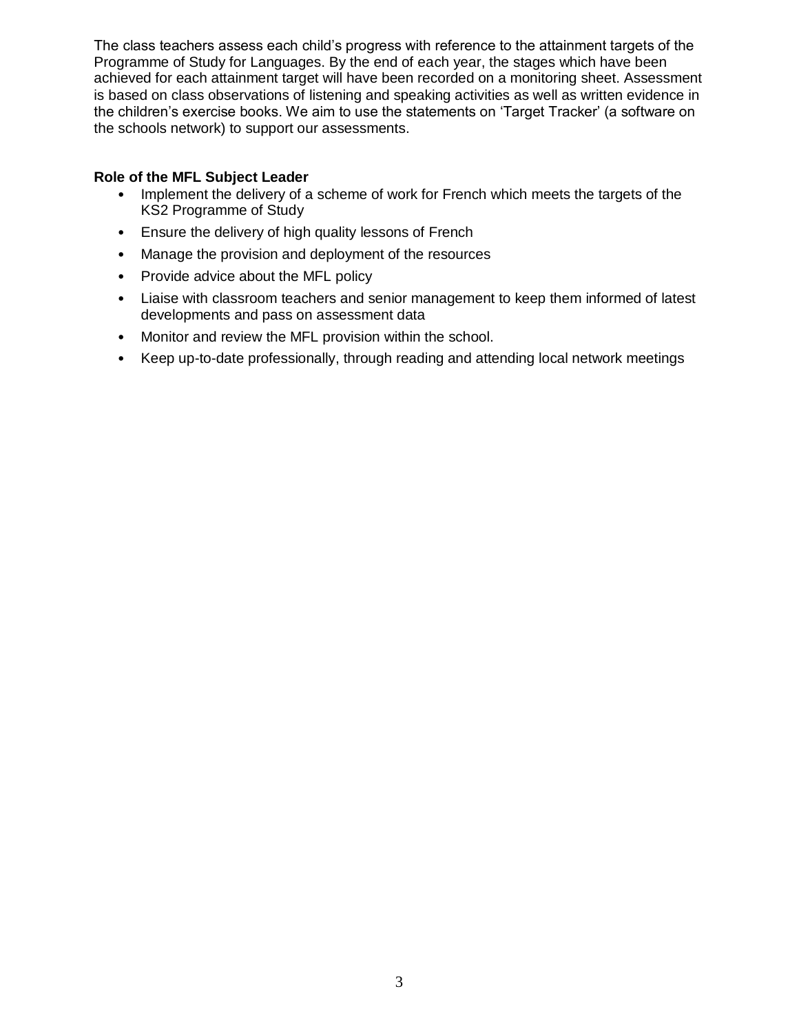The class teachers assess each child's progress with reference to the attainment targets of the Programme of Study for Languages. By the end of each year, the stages which have been achieved for each attainment target will have been recorded on a monitoring sheet. Assessment is based on class observations of listening and speaking activities as well as written evidence in the children's exercise books. We aim to use the statements on 'Target Tracker' (a software on the schools network) to support our assessments.

**Role of the MFL Subject Leader**

- Implement the delivery of a scheme of work for French which meets the targets of the KS2 Programme of Study
- Ensure the delivery of high quality lessons of French
- Manage the provision and deployment of the resources
- Provide advice about the MFL policy
- Liaise with classroom teachers and senior management to keep them informed of latest developments and pass on assessment data
- Monitor and review the MFL provision within the school.
- Keep up-to-date professionally, through reading and attending local network meetings